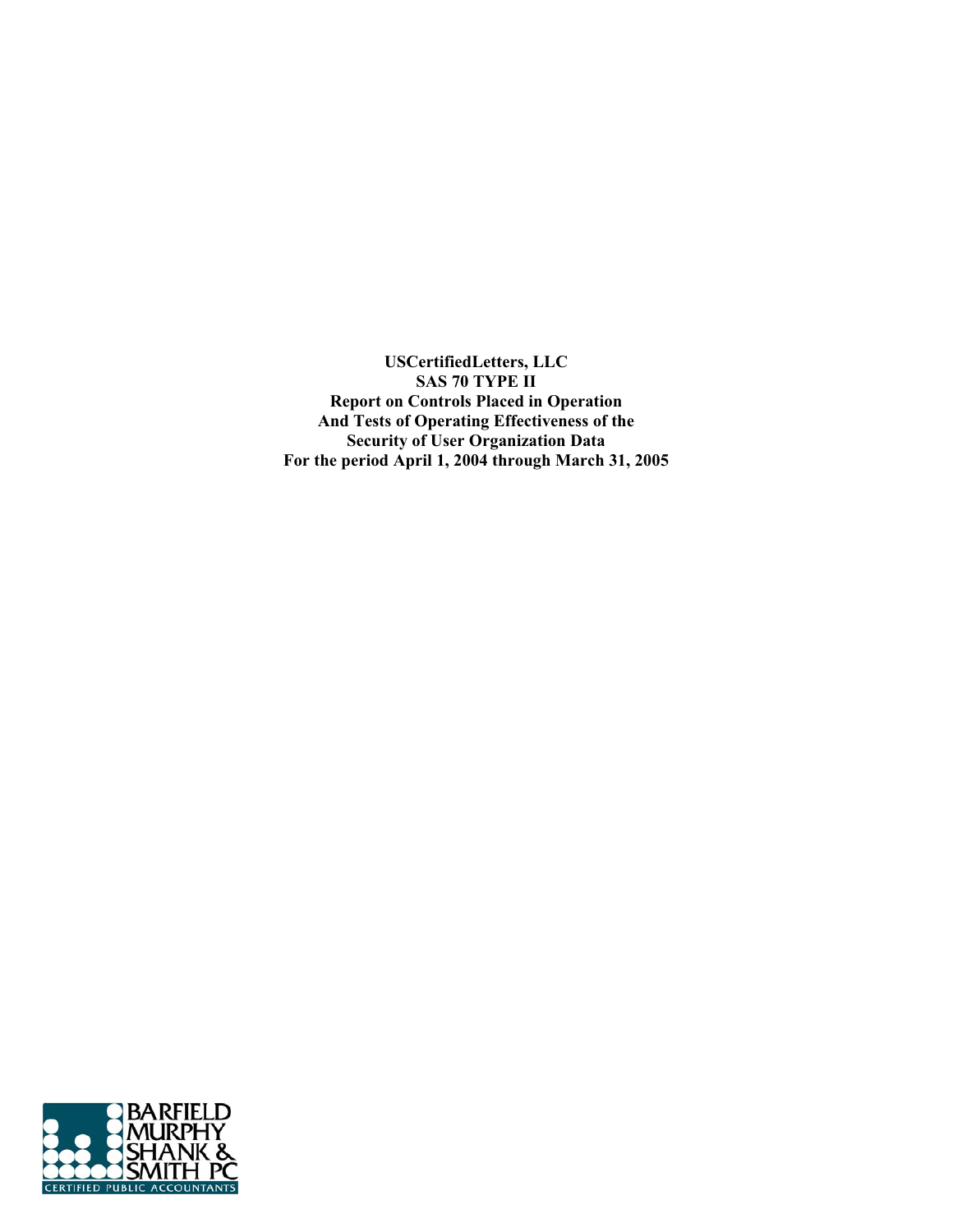**USCertifiedLetters, LLC**
**SAS 70 TYPE II**
**Report on Controls Placed in Operation**
**And Tests of Operating Effectiveness of the**
**Security of User Organization Data**
**For the period April 1, 2004 through March 31, 2005**

BARFIELD MURPHY SHANK & SMITH PC
CERTIFIED PUBLIC ACCOUNTANTS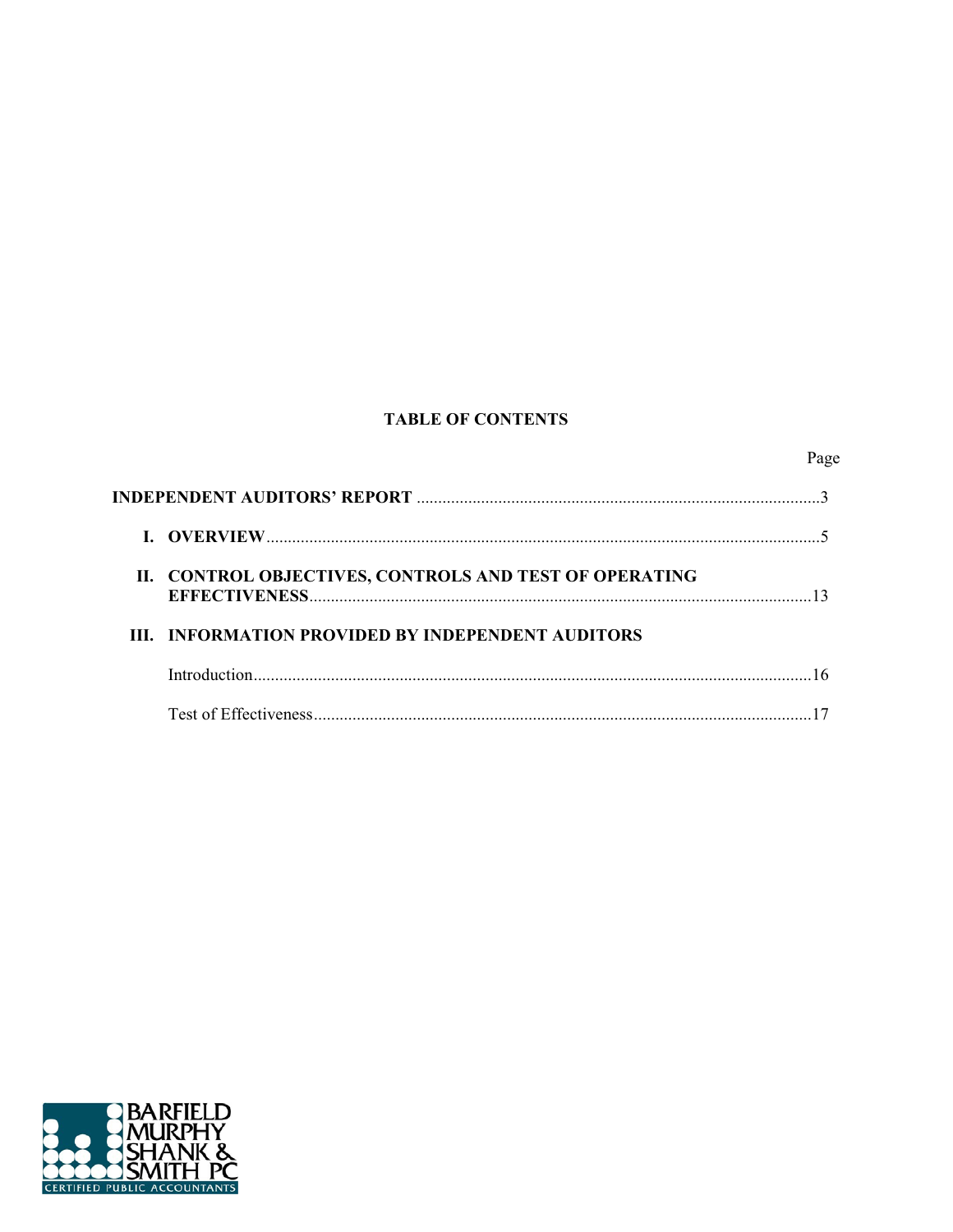## TABLE OF CONTENTS

| | Page |
|---|---|
| **INDEPENDENT AUDITORS' REPORT** | 3 |
| **I. OVERVIEW** | 5 |
| **II. CONTROL OBJECTIVES, CONTROLS AND TEST OF OPERATING EFFECTIVENESS** | 13 |
| **III. INFORMATION PROVIDED BY INDEPENDENT AUDITORS** | |
| Introduction | 16 |
| Test of Effectiveness | 17 |

BARFIELD MURPHY SHANK & SMITH PC
CERTIFIED PUBLIC ACCOUNTANTS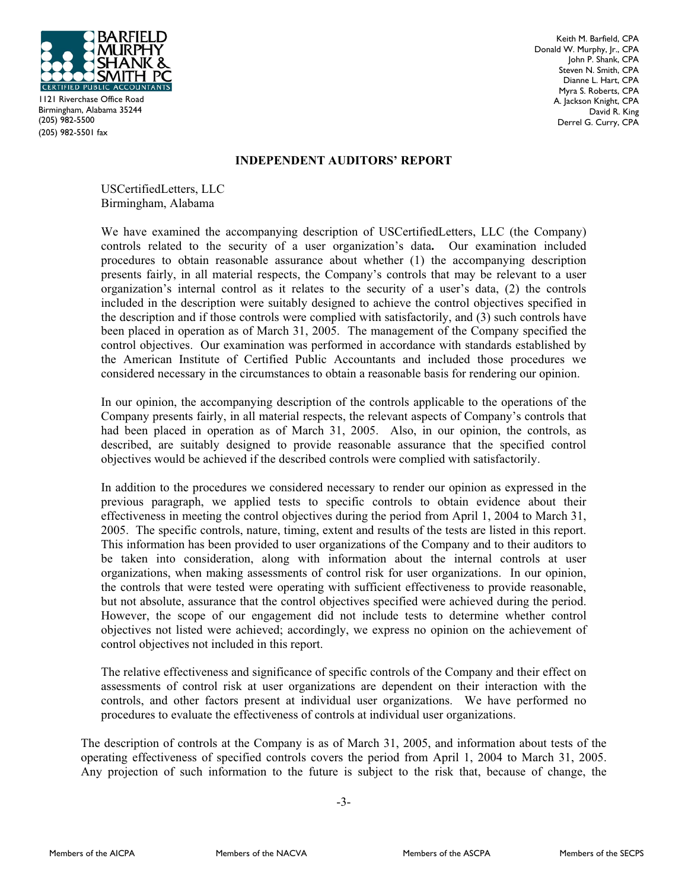**BARFIELD MURPHY SHANK & SMITH PC**
CERTIFIED PUBLIC ACCOUNTANTS

1121 Riverchase Office Road
Birmingham, Alabama 35244
(205) 982-5500
(205) 982-5501 fax

Keith M. Barfield, CPA
Donald W. Murphy, Jr., CPA
John P. Shank, CPA
Steven N. Smith, CPA
Dianne L. Hart, CPA
Myra S. Roberts, CPA
A. Jackson Knight, CPA
David R. King
Derrel G. Curry, CPA

## INDEPENDENT AUDITORS' REPORT

USCertifiedLetters, LLC
Birmingham, Alabama

We have examined the accompanying description of USCertifiedLetters, LLC (the Company) controls related to the security of a user organization's data**.** Our examination included procedures to obtain reasonable assurance about whether (1) the accompanying description presents fairly, in all material respects, the Company's controls that may be relevant to a user organization's internal control as it relates to the security of a user's data, (2) the controls included in the description were suitably designed to achieve the control objectives specified in the description and if those controls were complied with satisfactorily, and (3) such controls have been placed in operation as of March 31, 2005. The management of the Company specified the control objectives. Our examination was performed in accordance with standards established by the American Institute of Certified Public Accountants and included those procedures we considered necessary in the circumstances to obtain a reasonable basis for rendering our opinion.

In our opinion, the accompanying description of the controls applicable to the operations of the Company presents fairly, in all material respects, the relevant aspects of Company's controls that had been placed in operation as of March 31, 2005. Also, in our opinion, the controls, as described, are suitably designed to provide reasonable assurance that the specified control objectives would be achieved if the described controls were complied with satisfactorily.

In addition to the procedures we considered necessary to render our opinion as expressed in the previous paragraph, we applied tests to specific controls to obtain evidence about their effectiveness in meeting the control objectives during the period from April 1, 2004 to March 31, 2005. The specific controls, nature, timing, extent and results of the tests are listed in this report. This information has been provided to user organizations of the Company and to their auditors to be taken into consideration, along with information about the internal controls at user organizations, when making assessments of control risk for user organizations. In our opinion, the controls that were tested were operating with sufficient effectiveness to provide reasonable, but not absolute, assurance that the control objectives specified were achieved during the period. However, the scope of our engagement did not include tests to determine whether control objectives not listed were achieved; accordingly, we express no opinion on the achievement of control objectives not included in this report.

The relative effectiveness and significance of specific controls of the Company and their effect on assessments of control risk at user organizations are dependent on their interaction with the controls, and other factors present at individual user organizations. We have performed no procedures to evaluate the effectiveness of controls at individual user organizations.

The description of controls at the Company is as of March 31, 2005, and information about tests of the operating effectiveness of specified controls covers the period from April 1, 2004 to March 31, 2005. Any projection of such information to the future is subject to the risk that, because of change, the

Members of the AICPA | Members of the NACVA | Members of the ASCPA | Members of the SECPS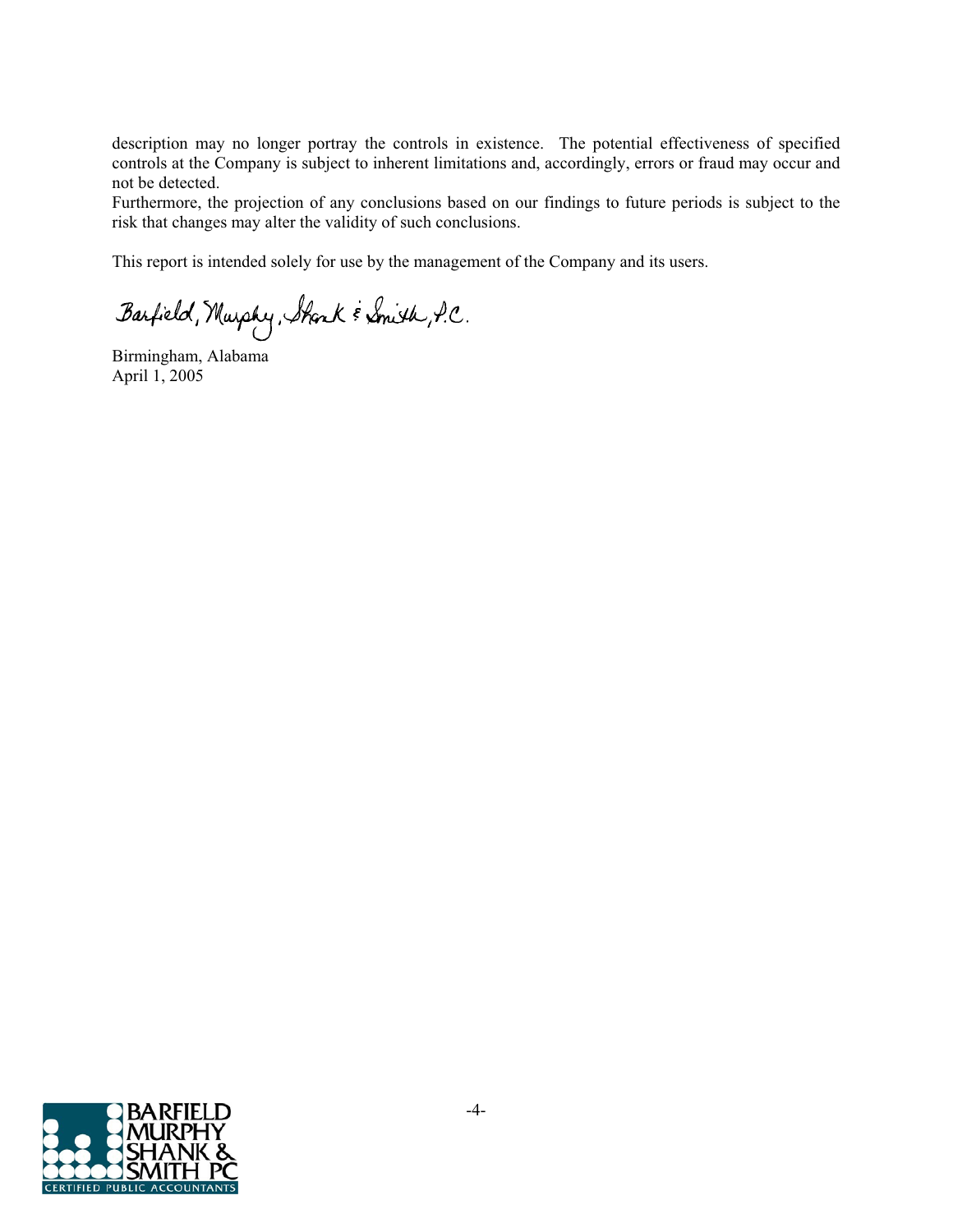description may no longer portray the controls in existence. The potential effectiveness of specified controls at the Company is subject to inherent limitations and, accordingly, errors or fraud may occur and not be detected.
Furthermore, the projection of any conclusions based on our findings to future periods is subject to the risk that changes may alter the validity of such conclusions.

This report is intended solely for use by the management of the Company and its users.

Barfield, Murphy, Shank & Smith, P.C.

Birmingham, Alabama
April 1, 2005

BARFIELD MURPHY SHANK & SMITH PC
CERTIFIED PUBLIC ACCOUNTANTS